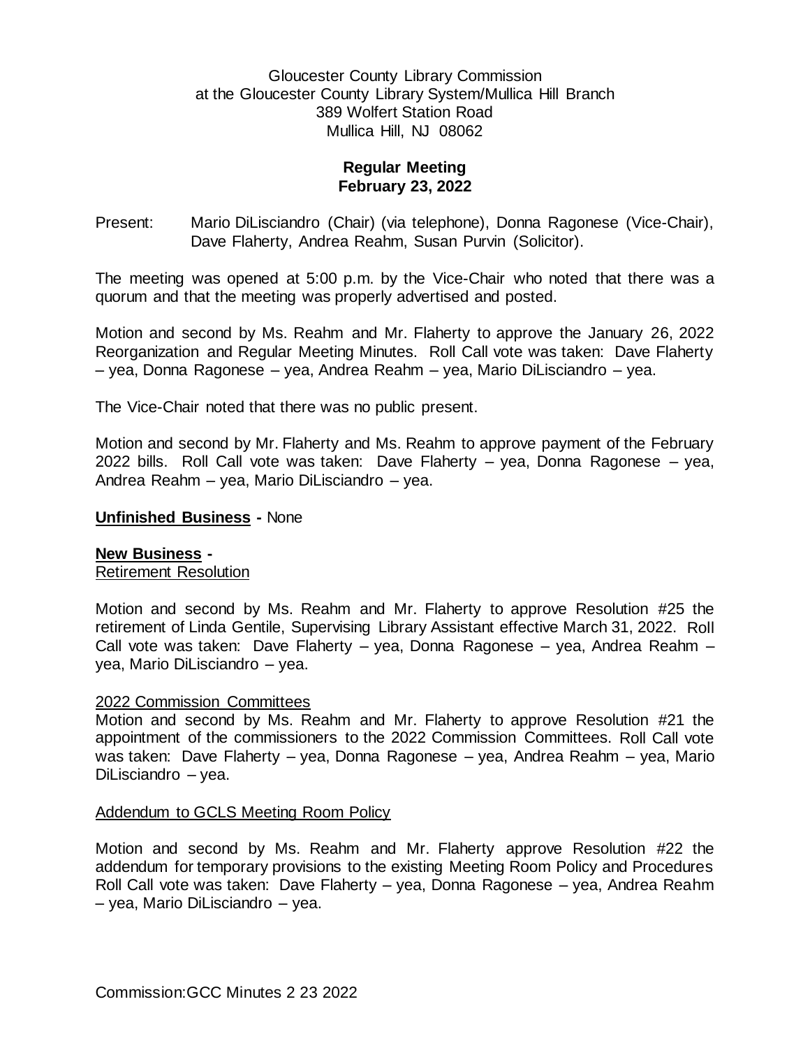Gloucester County Library Commission
at the Gloucester County Library System/Mullica Hill Branch
389 Wolfert Station Road
Mullica Hill, NJ 08062

**Regular Meeting**
**February 23, 2022**

Present: Mario DiLisciandro (Chair) (via telephone), Donna Ragonese (Vice-Chair), Dave Flaherty, Andrea Reahm, Susan Purvin (Solicitor).

The meeting was opened at 5:00 p.m. by the Vice-Chair who noted that there was a quorum and that the meeting was properly advertised and posted.

Motion and second by Ms. Reahm and Mr. Flaherty to approve the January 26, 2022 Reorganization and Regular Meeting Minutes. Roll Call vote was taken: Dave Flaherty – yea, Donna Ragonese – yea, Andrea Reahm – yea, Mario DiLisciandro – yea.

The Vice-Chair noted that there was no public present.

Motion and second by Mr. Flaherty and Ms. Reahm to approve payment of the February 2022 bills. Roll Call vote was taken: Dave Flaherty – yea, Donna Ragonese – yea, Andrea Reahm – yea, Mario DiLisciandro – yea.

**Unfinished Business -** None

**New Business -**

Retirement Resolution

Motion and second by Ms. Reahm and Mr. Flaherty to approve Resolution #25 the retirement of Linda Gentile, Supervising Library Assistant effective March 31, 2022. Roll Call vote was taken: Dave Flaherty – yea, Donna Ragonese – yea, Andrea Reahm – yea, Mario DiLisciandro – yea.

2022 Commission Committees

Motion and second by Ms. Reahm and Mr. Flaherty to approve Resolution #21 the appointment of the commissioners to the 2022 Commission Committees. Roll Call vote was taken: Dave Flaherty – yea, Donna Ragonese – yea, Andrea Reahm – yea, Mario DiLisciandro – yea.

Addendum to GCLS Meeting Room Policy

Motion and second by Ms. Reahm and Mr. Flaherty approve Resolution #22 the addendum for temporary provisions to the existing Meeting Room Policy and Procedures Roll Call vote was taken: Dave Flaherty – yea, Donna Ragonese – yea, Andrea Reahm – yea, Mario DiLisciandro – yea.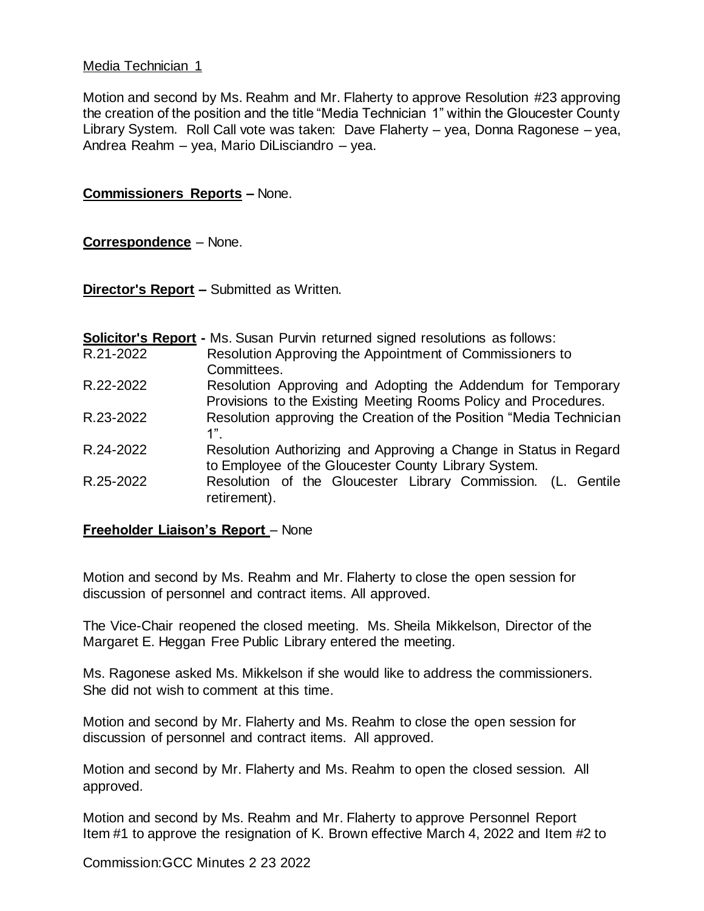Media Technician 1

Motion and second by Ms. Reahm and Mr. Flaherty to approve Resolution #23 approving the creation of the position and the title "Media Technician 1" within the Gloucester County Library System. Roll Call vote was taken: Dave Flaherty – yea, Donna Ragonese – yea, Andrea Reahm – yea, Mario DiLisciandro – yea.

**Commissioners Reports –** None.

**Correspondence** – None.

**Director's Report –** Submitted as Written.

**Solicitor's Report -** Ms. Susan Purvin returned signed resolutions as follows:

| | |
|---|---|
| R.21-2022 | Resolution Approving the Appointment of Commissioners to Committees. |
| R.22-2022 | Resolution Approving and Adopting the Addendum for Temporary Provisions to the Existing Meeting Rooms Policy and Procedures. |
| R.23-2022 | Resolution approving the Creation of the Position "Media Technician 1". |
| R.24-2022 | Resolution Authorizing and Approving a Change in Status in Regard to Employee of the Gloucester County Library System. |
| R.25-2022 | Resolution of the Gloucester Library Commission. (L. Gentile retirement). |

**Freeholder Liaison's Report** – None

Motion and second by Ms. Reahm and Mr. Flaherty to close the open session for discussion of personnel and contract items. All approved.

The Vice-Chair reopened the closed meeting. Ms. Sheila Mikkelson, Director of the Margaret E. Heggan Free Public Library entered the meeting.

Ms. Ragonese asked Ms. Mikkelson if she would like to address the commissioners. She did not wish to comment at this time.

Motion and second by Mr. Flaherty and Ms. Reahm to close the open session for discussion of personnel and contract items. All approved.

Motion and second by Mr. Flaherty and Ms. Reahm to open the closed session. All approved.

Motion and second by Ms. Reahm and Mr. Flaherty to approve Personnel Report Item #1 to approve the resignation of K. Brown effective March 4, 2022 and Item #2 to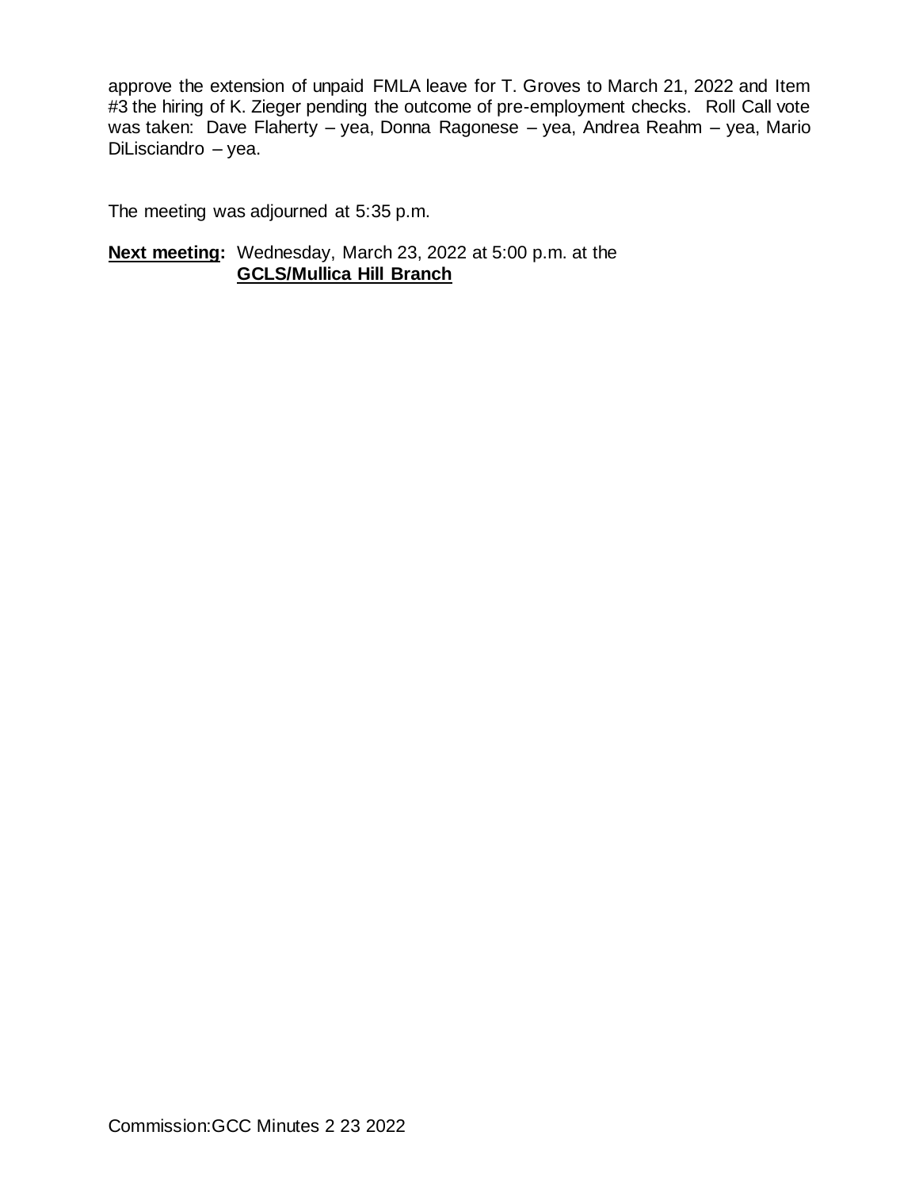approve the extension of unpaid FMLA leave for T. Groves to March 21, 2022 and Item #3 the hiring of K. Zieger pending the outcome of pre-employment checks. Roll Call vote was taken: Dave Flaherty – yea, Donna Ragonese – yea, Andrea Reahm – yea, Mario DiLisciandro – yea.

The meeting was adjourned at 5:35 p.m.

**Next meeting:** Wednesday, March 23, 2022 at 5:00 p.m. at the **GCLS/Mullica Hill Branch**